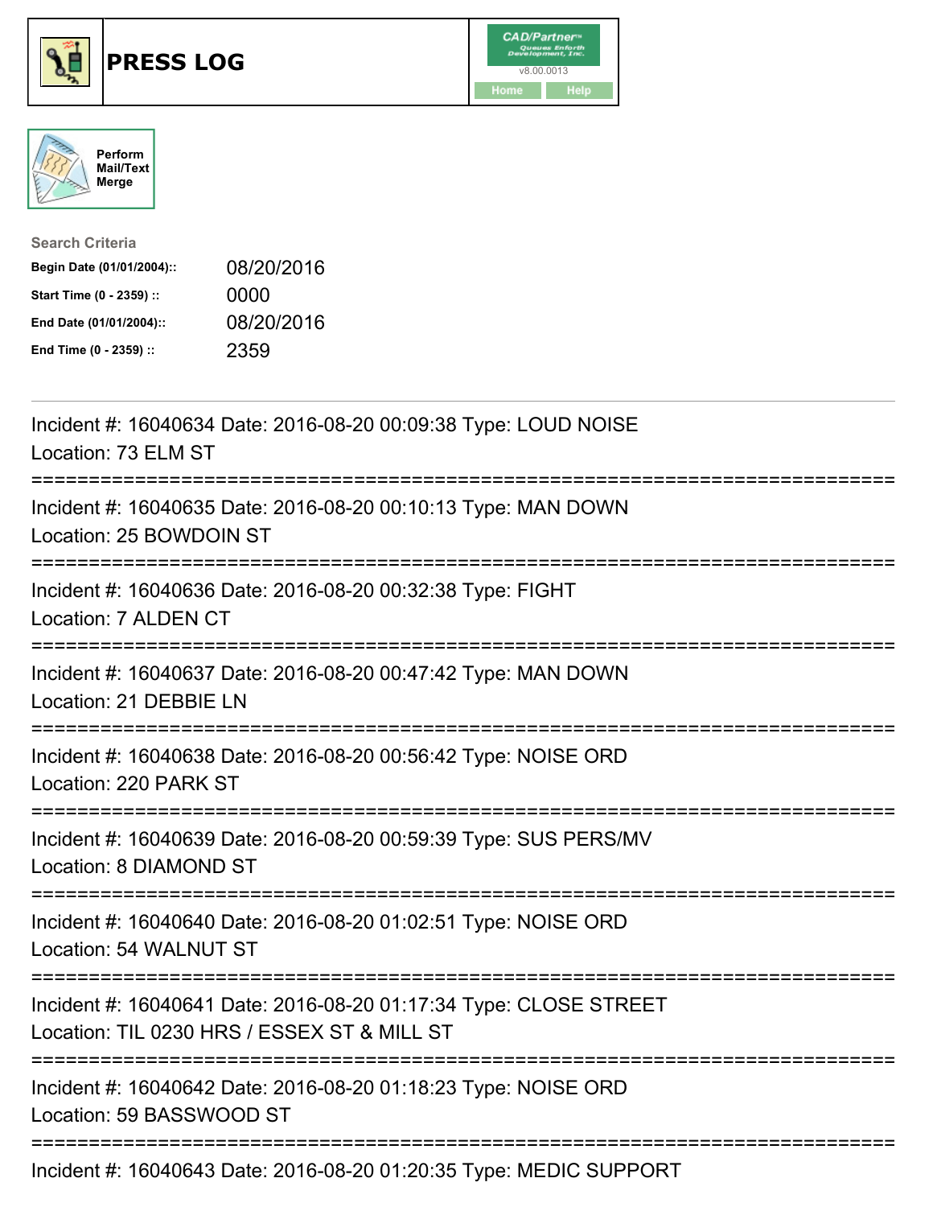# PRESS LOG

CAD/Partner™
Queues Enforth Development, Inc.
v8.00.0013
Home Help

Perform Mail/Text Merge

**Search Criteria**

| | |
|---|---|
| **Begin Date (01/01/2004)::** | 08/20/2016 |
| **Start Time (0 - 2359) ::** | 0000 |
| **End Date (01/01/2004)::** | 08/20/2016 |
| **End Time (0 - 2359) ::** | 2359 |

---

Incident #: 16040634 Date: 2016-08-20 00:09:38 Type: LOUD NOISE
Location: 73 ELM ST

===========================================================================

Incident #: 16040635 Date: 2016-08-20 00:10:13 Type: MAN DOWN
Location: 25 BOWDOIN ST

===========================================================================

Incident #: 16040636 Date: 2016-08-20 00:32:38 Type: FIGHT
Location: 7 ALDEN CT

===========================================================================

Incident #: 16040637 Date: 2016-08-20 00:47:42 Type: MAN DOWN
Location: 21 DEBBIE LN

===========================================================================

Incident #: 16040638 Date: 2016-08-20 00:56:42 Type: NOISE ORD
Location: 220 PARK ST

===========================================================================

Incident #: 16040639 Date: 2016-08-20 00:59:39 Type: SUS PERS/MV
Location: 8 DIAMOND ST

===========================================================================

Incident #: 16040640 Date: 2016-08-20 01:02:51 Type: NOISE ORD
Location: 54 WALNUT ST

===========================================================================

Incident #: 16040641 Date: 2016-08-20 01:17:34 Type: CLOSE STREET
Location: TIL 0230 HRS / ESSEX ST & MILL ST

===========================================================================

Incident #: 16040642 Date: 2016-08-20 01:18:23 Type: NOISE ORD
Location: 59 BASSWOOD ST

===========================================================================

Incident #: 16040643 Date: 2016-08-20 01:20:35 Type: MEDIC SUPPORT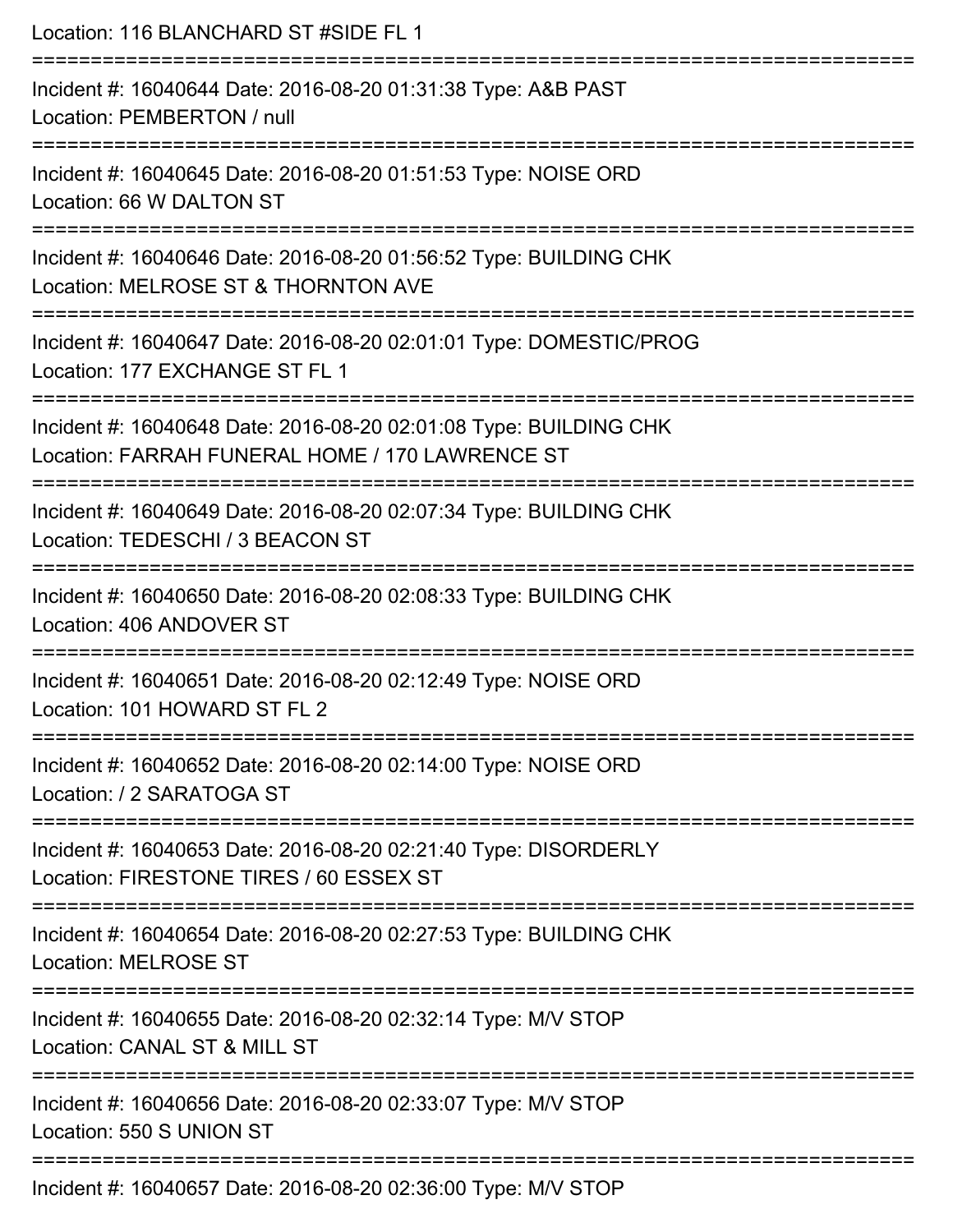Location: 116 BLANCHARD ST #SIDE FL 1

===========================================================================

Incident #: 16040644 Date: 2016-08-20 01:31:38 Type: A&B PAST
Location: PEMBERTON / null

===========================================================================

Incident #: 16040645 Date: 2016-08-20 01:51:53 Type: NOISE ORD
Location: 66 W DALTON ST

===========================================================================

Incident #: 16040646 Date: 2016-08-20 01:56:52 Type: BUILDING CHK
Location: MELROSE ST & THORNTON AVE

===========================================================================

Incident #: 16040647 Date: 2016-08-20 02:01:01 Type: DOMESTIC/PROG
Location: 177 EXCHANGE ST FL 1

===========================================================================

Incident #: 16040648 Date: 2016-08-20 02:01:08 Type: BUILDING CHK
Location: FARRAH FUNERAL HOME / 170 LAWRENCE ST

===========================================================================

Incident #: 16040649 Date: 2016-08-20 02:07:34 Type: BUILDING CHK
Location: TEDESCHI / 3 BEACON ST

===========================================================================

Incident #: 16040650 Date: 2016-08-20 02:08:33 Type: BUILDING CHK
Location: 406 ANDOVER ST

===========================================================================

Incident #: 16040651 Date: 2016-08-20 02:12:49 Type: NOISE ORD
Location: 101 HOWARD ST FL 2

===========================================================================

Incident #: 16040652 Date: 2016-08-20 02:14:00 Type: NOISE ORD
Location: / 2 SARATOGA ST

===========================================================================

Incident #: 16040653 Date: 2016-08-20 02:21:40 Type: DISORDERLY
Location: FIRESTONE TIRES / 60 ESSEX ST

===========================================================================

Incident #: 16040654 Date: 2016-08-20 02:27:53 Type: BUILDING CHK
Location: MELROSE ST

===========================================================================

Incident #: 16040655 Date: 2016-08-20 02:32:14 Type: M/V STOP
Location: CANAL ST & MILL ST

===========================================================================

Incident #: 16040656 Date: 2016-08-20 02:33:07 Type: M/V STOP
Location: 550 S UNION ST

===========================================================================

Incident #: 16040657 Date: 2016-08-20 02:36:00 Type: M/V STOP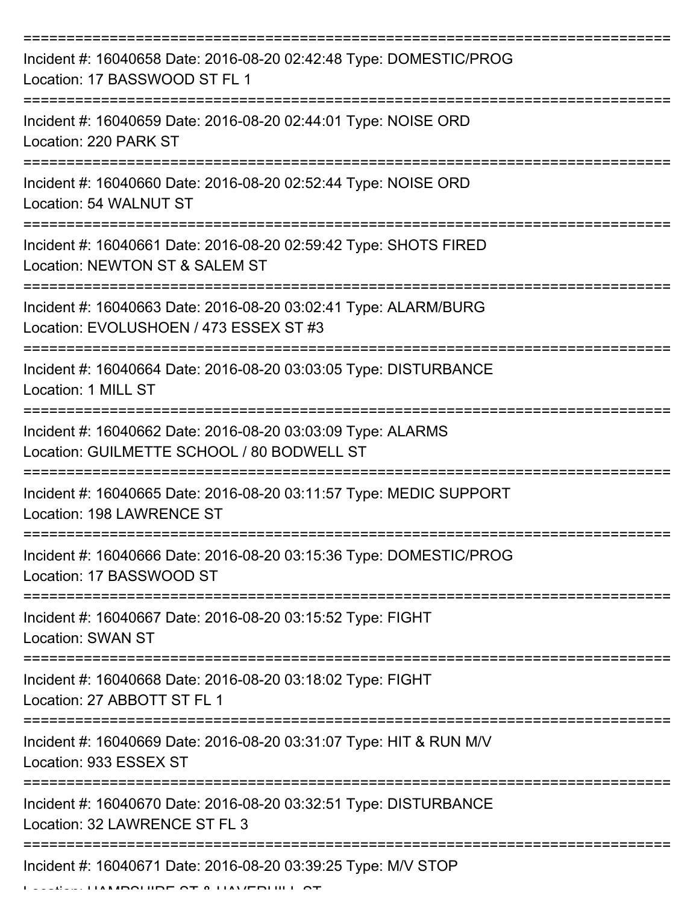Incident #: 16040658 Date: 2016-08-20 02:42:48 Type: DOMESTIC/PROG
Location: 17 BASSWOOD ST FL 1

Incident #: 16040659 Date: 2016-08-20 02:44:01 Type: NOISE ORD
Location: 220 PARK ST

Incident #: 16040660 Date: 2016-08-20 02:52:44 Type: NOISE ORD
Location: 54 WALNUT ST

Incident #: 16040661 Date: 2016-08-20 02:59:42 Type: SHOTS FIRED
Location: NEWTON ST & SALEM ST

Incident #: 16040663 Date: 2016-08-20 03:02:41 Type: ALARM/BURG
Location: EVOLUSHOEN / 473 ESSEX ST #3

Incident #: 16040664 Date: 2016-08-20 03:03:05 Type: DISTURBANCE
Location: 1 MILL ST

Incident #: 16040662 Date: 2016-08-20 03:03:09 Type: ALARMS
Location: GUILMETTE SCHOOL / 80 BODWELL ST

Incident #: 16040665 Date: 2016-08-20 03:11:57 Type: MEDIC SUPPORT
Location: 198 LAWRENCE ST

Incident #: 16040666 Date: 2016-08-20 03:15:36 Type: DOMESTIC/PROG
Location: 17 BASSWOOD ST

Incident #: 16040667 Date: 2016-08-20 03:15:52 Type: FIGHT
Location: SWAN ST

Incident #: 16040668 Date: 2016-08-20 03:18:02 Type: FIGHT
Location: 27 ABBOTT ST FL 1

Incident #: 16040669 Date: 2016-08-20 03:31:07 Type: HIT & RUN M/V
Location: 933 ESSEX ST

Incident #: 16040670 Date: 2016-08-20 03:32:51 Type: DISTURBANCE
Location: 32 LAWRENCE ST FL 3

Incident #: 16040671 Date: 2016-08-20 03:39:25 Type: M/V STOP
Location: HAMPSHIRE ST & HAVERHILL ST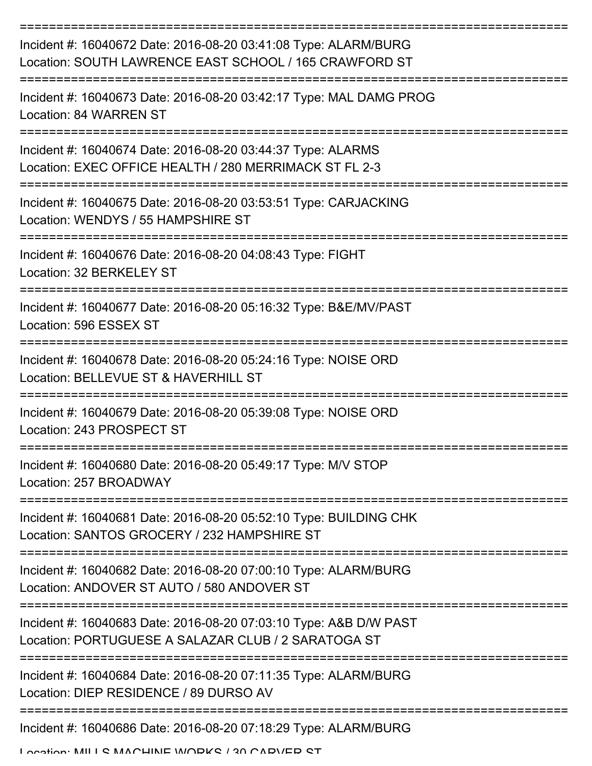===========================================================================

Incident #: 16040672 Date: 2016-08-20 03:41:08 Type: ALARM/BURG
Location: SOUTH LAWRENCE EAST SCHOOL / 165 CRAWFORD ST

===========================================================================

Incident #: 16040673 Date: 2016-08-20 03:42:17 Type: MAL DAMG PROG
Location: 84 WARREN ST

===========================================================================

Incident #: 16040674 Date: 2016-08-20 03:44:37 Type: ALARMS
Location: EXEC OFFICE HEALTH / 280 MERRIMACK ST FL 2-3

===========================================================================

Incident #: 16040675 Date: 2016-08-20 03:53:51 Type: CARJACKING
Location: WENDYS / 55 HAMPSHIRE ST

===========================================================================

Incident #: 16040676 Date: 2016-08-20 04:08:43 Type: FIGHT
Location: 32 BERKELEY ST

===========================================================================

Incident #: 16040677 Date: 2016-08-20 05:16:32 Type: B&E/MV/PAST
Location: 596 ESSEX ST

===========================================================================

Incident #: 16040678 Date: 2016-08-20 05:24:16 Type: NOISE ORD
Location: BELLEVUE ST & HAVERHILL ST

===========================================================================

Incident #: 16040679 Date: 2016-08-20 05:39:08 Type: NOISE ORD
Location: 243 PROSPECT ST

===========================================================================

Incident #: 16040680 Date: 2016-08-20 05:49:17 Type: M/V STOP
Location: 257 BROADWAY

===========================================================================

Incident #: 16040681 Date: 2016-08-20 05:52:10 Type: BUILDING CHK
Location: SANTOS GROCERY / 232 HAMPSHIRE ST

===========================================================================

Incident #: 16040682 Date: 2016-08-20 07:00:10 Type: ALARM/BURG
Location: ANDOVER ST AUTO / 580 ANDOVER ST

===========================================================================

Incident #: 16040683 Date: 2016-08-20 07:03:10 Type: A&B D/W PAST
Location: PORTUGUESE A SALAZAR CLUB / 2 SARATOGA ST

===========================================================================

Incident #: 16040684 Date: 2016-08-20 07:11:35 Type: ALARM/BURG
Location: DIEP RESIDENCE / 89 DURSO AV

===========================================================================

Incident #: 16040686 Date: 2016-08-20 07:18:29 Type: ALARM/BURG
Location: MILLS MACHINE WORKS / 30 CARVER ST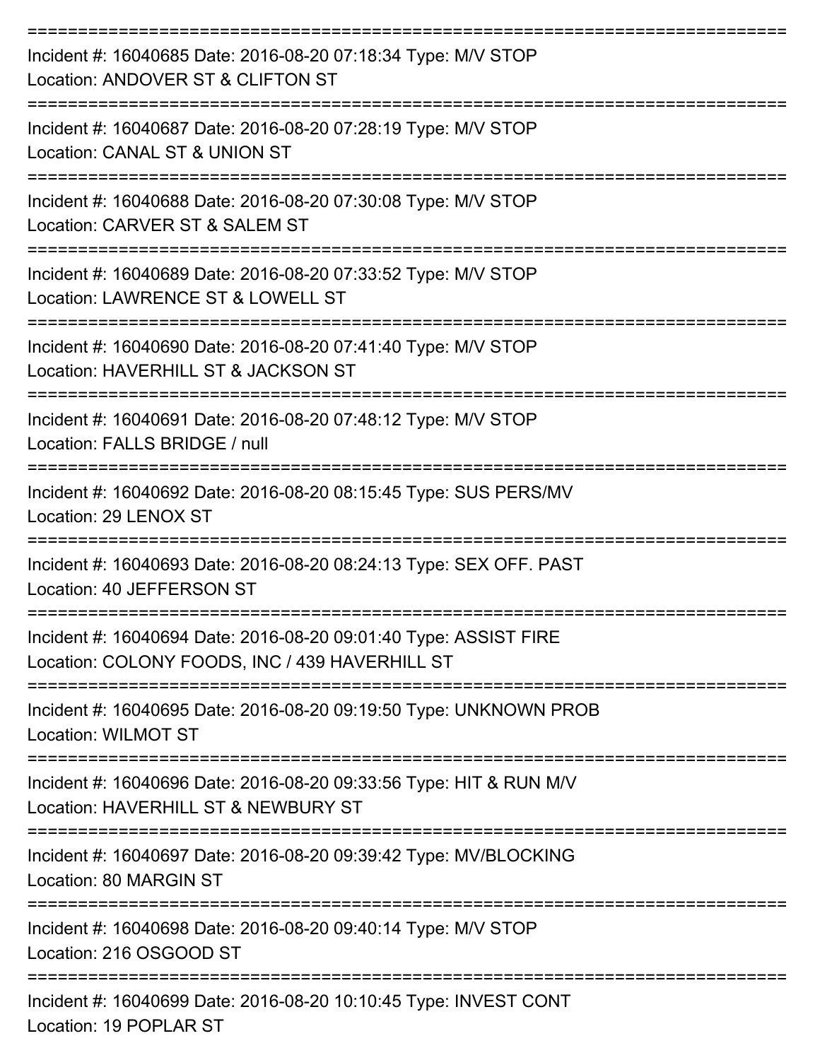===========================================================================

Incident #: 16040685 Date: 2016-08-20 07:18:34 Type: M/V STOP

Location: ANDOVER ST & CLIFTON ST

===========================================================================

Incident #: 16040687 Date: 2016-08-20 07:28:19 Type: M/V STOP

Location: CANAL ST & UNION ST

===========================================================================

Incident #: 16040688 Date: 2016-08-20 07:30:08 Type: M/V STOP

Location: CARVER ST & SALEM ST

===========================================================================

Incident #: 16040689 Date: 2016-08-20 07:33:52 Type: M/V STOP

Location: LAWRENCE ST & LOWELL ST

===========================================================================

Incident #: 16040690 Date: 2016-08-20 07:41:40 Type: M/V STOP

Location: HAVERHILL ST & JACKSON ST

===========================================================================

Incident #: 16040691 Date: 2016-08-20 07:48:12 Type: M/V STOP

Location: FALLS BRIDGE / null

===========================================================================

Incident #: 16040692 Date: 2016-08-20 08:15:45 Type: SUS PERS/MV

Location: 29 LENOX ST

===========================================================================

Incident #: 16040693 Date: 2016-08-20 08:24:13 Type: SEX OFF. PAST

Location: 40 JEFFERSON ST

===========================================================================

Incident #: 16040694 Date: 2016-08-20 09:01:40 Type: ASSIST FIRE

Location: COLONY FOODS, INC / 439 HAVERHILL ST

===========================================================================

Incident #: 16040695 Date: 2016-08-20 09:19:50 Type: UNKNOWN PROB

Location: WILMOT ST

===========================================================================

Incident #: 16040696 Date: 2016-08-20 09:33:56 Type: HIT & RUN M/V

Location: HAVERHILL ST & NEWBURY ST

===========================================================================

Incident #: 16040697 Date: 2016-08-20 09:39:42 Type: MV/BLOCKING

Location: 80 MARGIN ST

===========================================================================

Incident #: 16040698 Date: 2016-08-20 09:40:14 Type: M/V STOP

Location: 216 OSGOOD ST

===========================================================================

Incident #: 16040699 Date: 2016-08-20 10:10:45 Type: INVEST CONT

Location: 19 POPLAR ST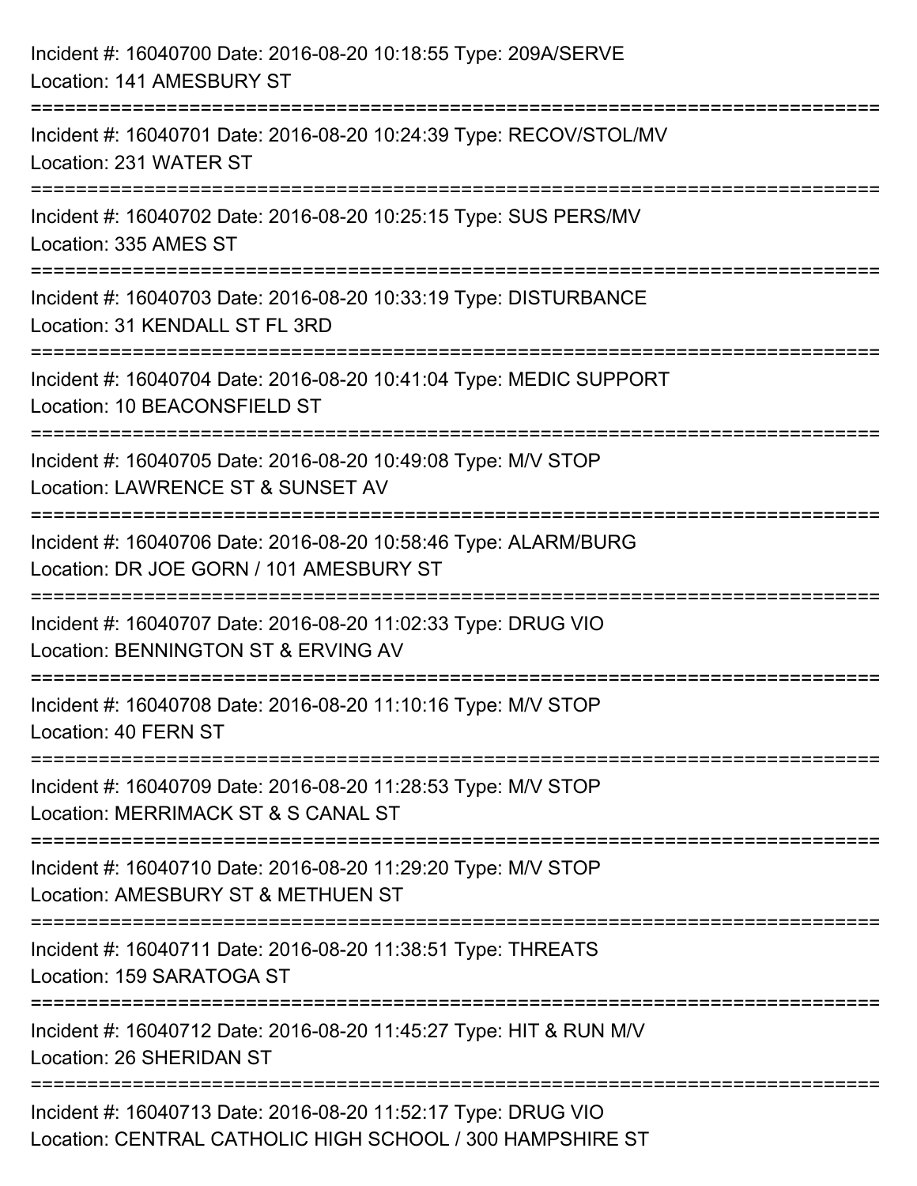Incident #: 16040700 Date: 2016-08-20 10:18:55 Type: 209A/SERVE
Location: 141 AMESBURY ST

===========================================================================

Incident #: 16040701 Date: 2016-08-20 10:24:39 Type: RECOV/STOL/MV
Location: 231 WATER ST

===========================================================================

Incident #: 16040702 Date: 2016-08-20 10:25:15 Type: SUS PERS/MV
Location: 335 AMES ST

===========================================================================

Incident #: 16040703 Date: 2016-08-20 10:33:19 Type: DISTURBANCE
Location: 31 KENDALL ST FL 3RD

===========================================================================

Incident #: 16040704 Date: 2016-08-20 10:41:04 Type: MEDIC SUPPORT
Location: 10 BEACONSFIELD ST

===========================================================================

Incident #: 16040705 Date: 2016-08-20 10:49:08 Type: M/V STOP
Location: LAWRENCE ST & SUNSET AV

===========================================================================

Incident #: 16040706 Date: 2016-08-20 10:58:46 Type: ALARM/BURG
Location: DR JOE GORN / 101 AMESBURY ST

===========================================================================

Incident #: 16040707 Date: 2016-08-20 11:02:33 Type: DRUG VIO
Location: BENNINGTON ST & ERVING AV

===========================================================================

Incident #: 16040708 Date: 2016-08-20 11:10:16 Type: M/V STOP
Location: 40 FERN ST

===========================================================================

Incident #: 16040709 Date: 2016-08-20 11:28:53 Type: M/V STOP
Location: MERRIMACK ST & S CANAL ST

===========================================================================

Incident #: 16040710 Date: 2016-08-20 11:29:20 Type: M/V STOP
Location: AMESBURY ST & METHUEN ST

===========================================================================

Incident #: 16040711 Date: 2016-08-20 11:38:51 Type: THREATS
Location: 159 SARATOGA ST

===========================================================================

Incident #: 16040712 Date: 2016-08-20 11:45:27 Type: HIT & RUN M/V
Location: 26 SHERIDAN ST

===========================================================================

Incident #: 16040713 Date: 2016-08-20 11:52:17 Type: DRUG VIO
Location: CENTRAL CATHOLIC HIGH SCHOOL / 300 HAMPSHIRE ST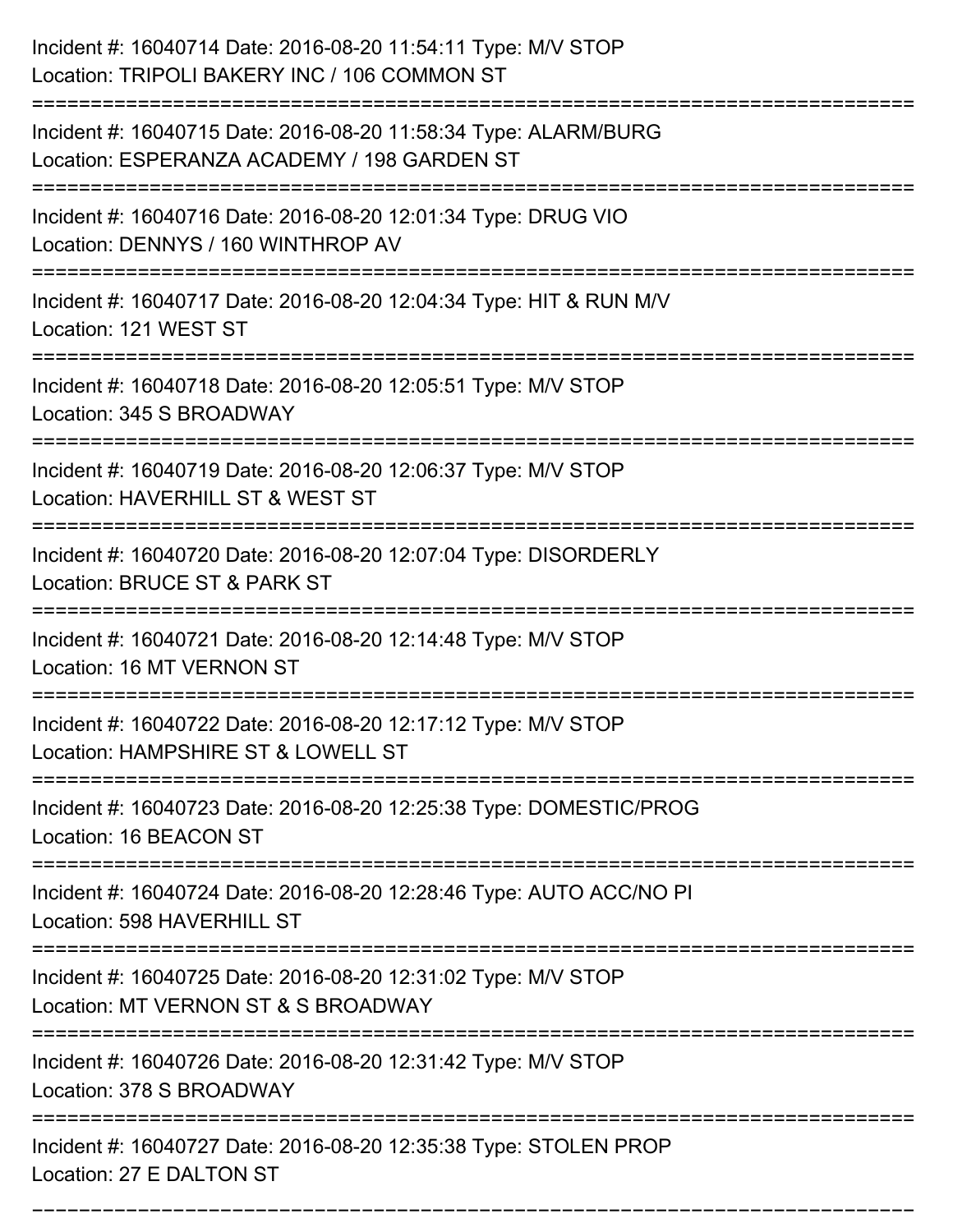Incident #: 16040714 Date: 2016-08-20 11:54:11 Type: M/V STOP
Location: TRIPOLI BAKERY INC / 106 COMMON ST

===========================================================================

Incident #: 16040715 Date: 2016-08-20 11:58:34 Type: ALARM/BURG
Location: ESPERANZA ACADEMY / 198 GARDEN ST

===========================================================================

Incident #: 16040716 Date: 2016-08-20 12:01:34 Type: DRUG VIO
Location: DENNYS / 160 WINTHROP AV

===========================================================================

Incident #: 16040717 Date: 2016-08-20 12:04:34 Type: HIT & RUN M/V
Location: 121 WEST ST

===========================================================================

Incident #: 16040718 Date: 2016-08-20 12:05:51 Type: M/V STOP
Location: 345 S BROADWAY

===========================================================================

Incident #: 16040719 Date: 2016-08-20 12:06:37 Type: M/V STOP
Location: HAVERHILL ST & WEST ST

===========================================================================

Incident #: 16040720 Date: 2016-08-20 12:07:04 Type: DISORDERLY
Location: BRUCE ST & PARK ST

===========================================================================

Incident #: 16040721 Date: 2016-08-20 12:14:48 Type: M/V STOP
Location: 16 MT VERNON ST

===========================================================================

Incident #: 16040722 Date: 2016-08-20 12:17:12 Type: M/V STOP
Location: HAMPSHIRE ST & LOWELL ST

===========================================================================

Incident #: 16040723 Date: 2016-08-20 12:25:38 Type: DOMESTIC/PROG
Location: 16 BEACON ST

===========================================================================

Incident #: 16040724 Date: 2016-08-20 12:28:46 Type: AUTO ACC/NO PI
Location: 598 HAVERHILL ST

===========================================================================

Incident #: 16040725 Date: 2016-08-20 12:31:02 Type: M/V STOP
Location: MT VERNON ST & S BROADWAY

===========================================================================

Incident #: 16040726 Date: 2016-08-20 12:31:42 Type: M/V STOP
Location: 378 S BROADWAY

===========================================================================

Incident #: 16040727 Date: 2016-08-20 12:35:38 Type: STOLEN PROP
Location: 27 E DALTON ST

===========================================================================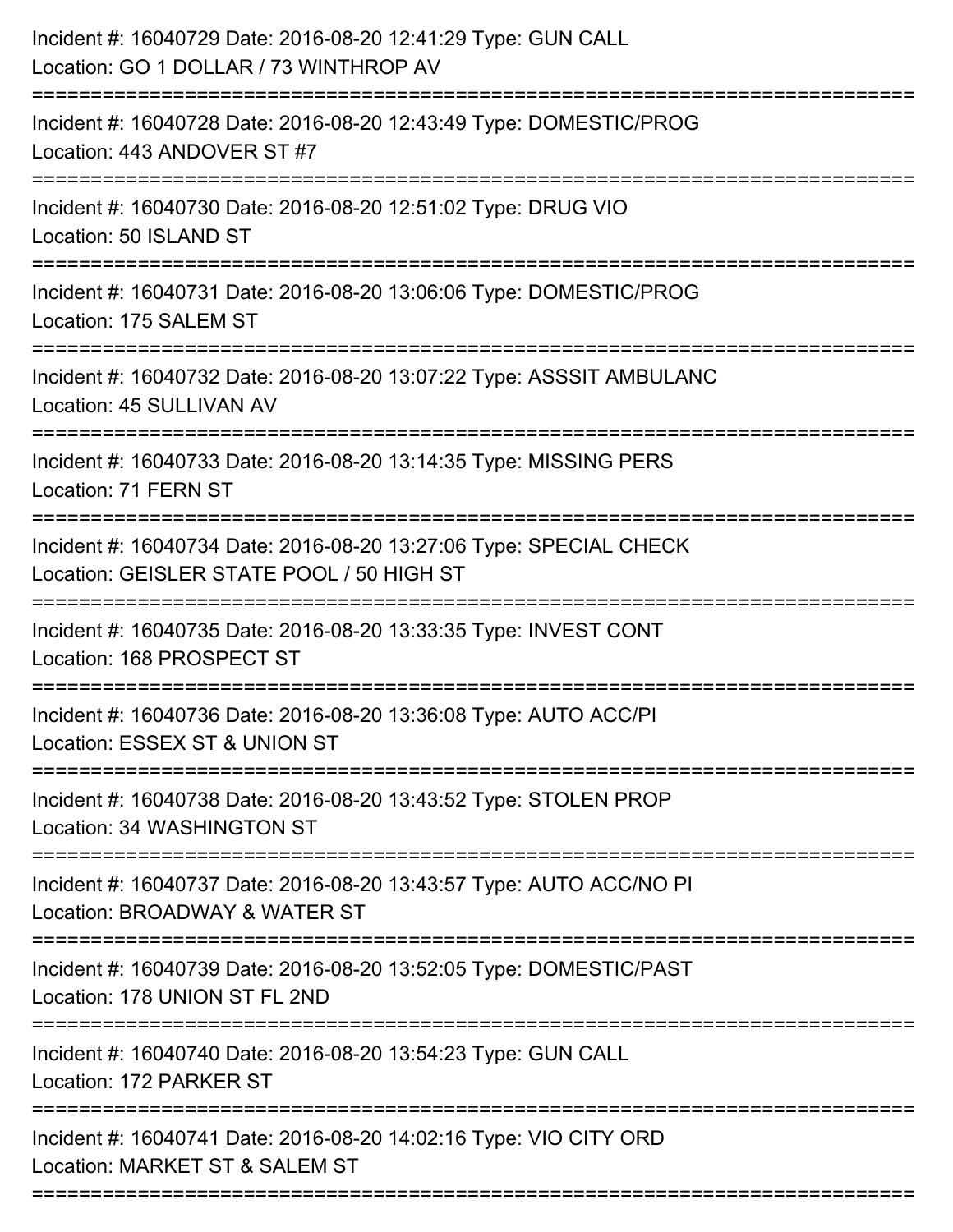Incident #: 16040729 Date: 2016-08-20 12:41:29 Type: GUN CALL
Location: GO 1 DOLLAR / 73 WINTHROP AV

===========================================================================

Incident #: 16040728 Date: 2016-08-20 12:43:49 Type: DOMESTIC/PROG
Location: 443 ANDOVER ST #7

===========================================================================

Incident #: 16040730 Date: 2016-08-20 12:51:02 Type: DRUG VIO
Location: 50 ISLAND ST

===========================================================================

Incident #: 16040731 Date: 2016-08-20 13:06:06 Type: DOMESTIC/PROG
Location: 175 SALEM ST

===========================================================================

Incident #: 16040732 Date: 2016-08-20 13:07:22 Type: ASSSIT AMBULANC
Location: 45 SULLIVAN AV

===========================================================================

Incident #: 16040733 Date: 2016-08-20 13:14:35 Type: MISSING PERS
Location: 71 FERN ST

===========================================================================

Incident #: 16040734 Date: 2016-08-20 13:27:06 Type: SPECIAL CHECK
Location: GEISLER STATE POOL / 50 HIGH ST

===========================================================================

Incident #: 16040735 Date: 2016-08-20 13:33:35 Type: INVEST CONT
Location: 168 PROSPECT ST

===========================================================================

Incident #: 16040736 Date: 2016-08-20 13:36:08 Type: AUTO ACC/PI
Location: ESSEX ST & UNION ST

===========================================================================

Incident #: 16040738 Date: 2016-08-20 13:43:52 Type: STOLEN PROP
Location: 34 WASHINGTON ST

===========================================================================

Incident #: 16040737 Date: 2016-08-20 13:43:57 Type: AUTO ACC/NO PI
Location: BROADWAY & WATER ST

===========================================================================

Incident #: 16040739 Date: 2016-08-20 13:52:05 Type: DOMESTIC/PAST
Location: 178 UNION ST FL 2ND

===========================================================================

Incident #: 16040740 Date: 2016-08-20 13:54:23 Type: GUN CALL
Location: 172 PARKER ST

===========================================================================

Incident #: 16040741 Date: 2016-08-20 14:02:16 Type: VIO CITY ORD
Location: MARKET ST & SALEM ST

===========================================================================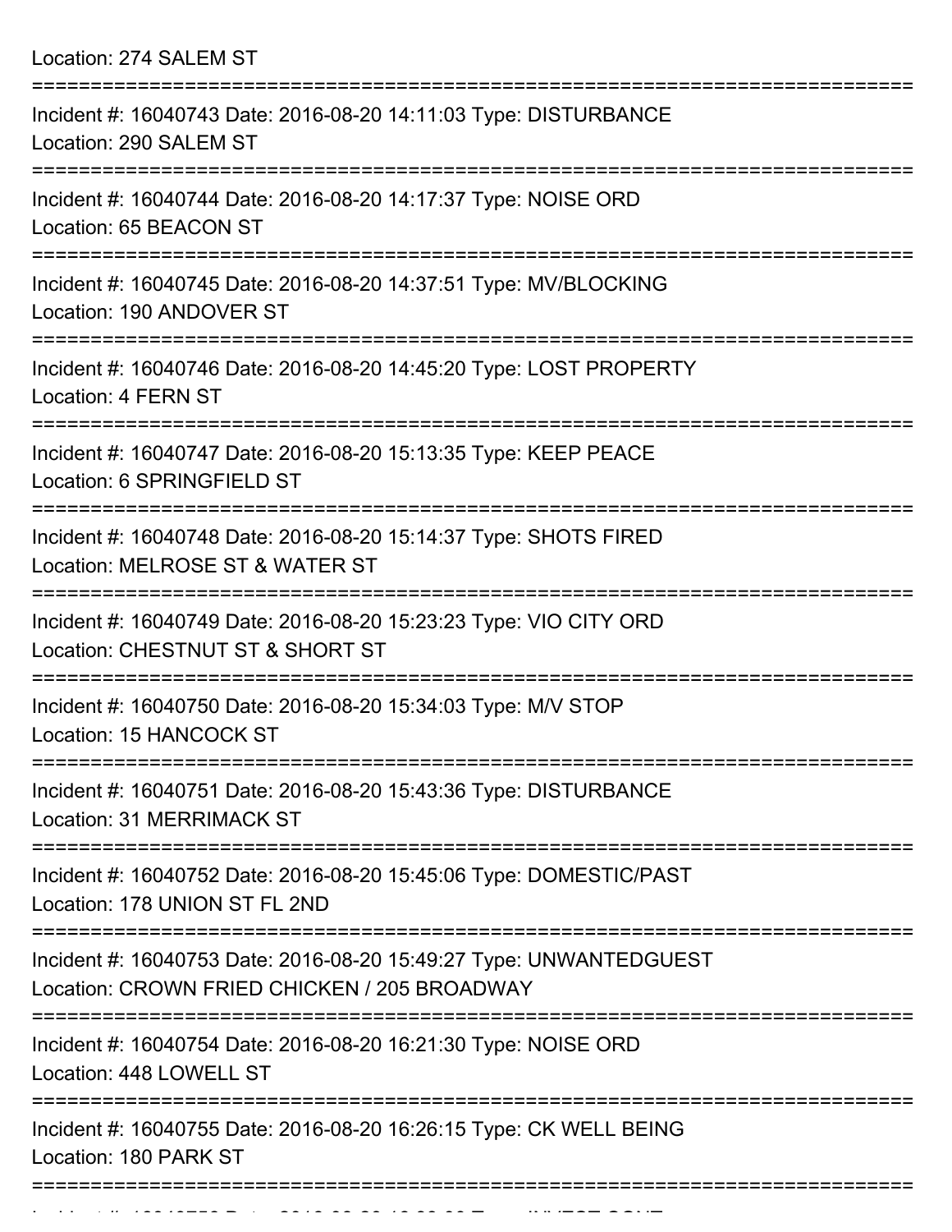Location: 274 SALEM ST

===========================================================================

Incident #: 16040743 Date: 2016-08-20 14:11:03 Type: DISTURBANCE
Location: 290 SALEM ST

===========================================================================

Incident #: 16040744 Date: 2016-08-20 14:17:37 Type: NOISE ORD
Location: 65 BEACON ST

===========================================================================

Incident #: 16040745 Date: 2016-08-20 14:37:51 Type: MV/BLOCKING
Location: 190 ANDOVER ST

===========================================================================

Incident #: 16040746 Date: 2016-08-20 14:45:20 Type: LOST PROPERTY
Location: 4 FERN ST

===========================================================================

Incident #: 16040747 Date: 2016-08-20 15:13:35 Type: KEEP PEACE
Location: 6 SPRINGFIELD ST

===========================================================================

Incident #: 16040748 Date: 2016-08-20 15:14:37 Type: SHOTS FIRED
Location: MELROSE ST & WATER ST

===========================================================================

Incident #: 16040749 Date: 2016-08-20 15:23:23 Type: VIO CITY ORD
Location: CHESTNUT ST & SHORT ST

===========================================================================

Incident #: 16040750 Date: 2016-08-20 15:34:03 Type: M/V STOP
Location: 15 HANCOCK ST

===========================================================================

Incident #: 16040751 Date: 2016-08-20 15:43:36 Type: DISTURBANCE
Location: 31 MERRIMACK ST

===========================================================================

Incident #: 16040752 Date: 2016-08-20 15:45:06 Type: DOMESTIC/PAST
Location: 178 UNION ST FL 2ND

===========================================================================

Incident #: 16040753 Date: 2016-08-20 15:49:27 Type: UNWANTEDGUEST
Location: CROWN FRIED CHICKEN / 205 BROADWAY

===========================================================================

Incident #: 16040754 Date: 2016-08-20 16:21:30 Type: NOISE ORD
Location: 448 LOWELL ST

===========================================================================

Incident #: 16040755 Date: 2016-08-20 16:26:15 Type: CK WELL BEING
Location: 180 PARK ST

===========================================================================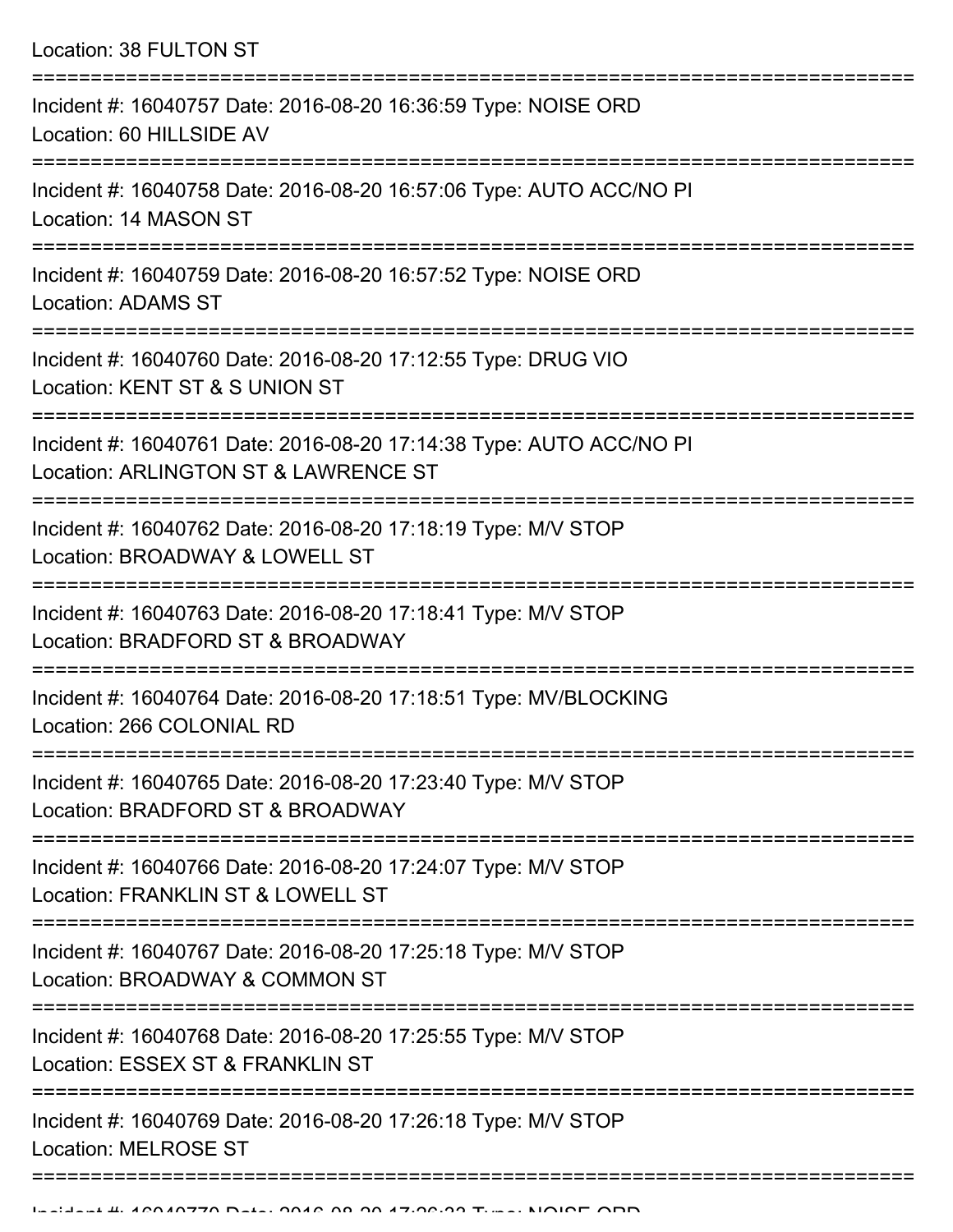Location: 38 FULTON ST

===========================================================================

Incident #: 16040757 Date: 2016-08-20 16:36:59 Type: NOISE ORD
Location: 60 HILLSIDE AV

===========================================================================

Incident #: 16040758 Date: 2016-08-20 16:57:06 Type: AUTO ACC/NO PI
Location: 14 MASON ST

===========================================================================

Incident #: 16040759 Date: 2016-08-20 16:57:52 Type: NOISE ORD
Location: ADAMS ST

===========================================================================

Incident #: 16040760 Date: 2016-08-20 17:12:55 Type: DRUG VIO
Location: KENT ST & S UNION ST

===========================================================================

Incident #: 16040761 Date: 2016-08-20 17:14:38 Type: AUTO ACC/NO PI
Location: ARLINGTON ST & LAWRENCE ST

===========================================================================

Incident #: 16040762 Date: 2016-08-20 17:18:19 Type: M/V STOP
Location: BROADWAY & LOWELL ST

===========================================================================

Incident #: 16040763 Date: 2016-08-20 17:18:41 Type: M/V STOP
Location: BRADFORD ST & BROADWAY

===========================================================================

Incident #: 16040764 Date: 2016-08-20 17:18:51 Type: MV/BLOCKING
Location: 266 COLONIAL RD

===========================================================================

Incident #: 16040765 Date: 2016-08-20 17:23:40 Type: M/V STOP
Location: BRADFORD ST & BROADWAY

===========================================================================

Incident #: 16040766 Date: 2016-08-20 17:24:07 Type: M/V STOP
Location: FRANKLIN ST & LOWELL ST

===========================================================================

Incident #: 16040767 Date: 2016-08-20 17:25:18 Type: M/V STOP
Location: BROADWAY & COMMON ST

===========================================================================

Incident #: 16040768 Date: 2016-08-20 17:25:55 Type: M/V STOP
Location: ESSEX ST & FRANKLIN ST

===========================================================================

Incident #: 16040769 Date: 2016-08-20 17:26:18 Type: M/V STOP
Location: MELROSE ST

===========================================================================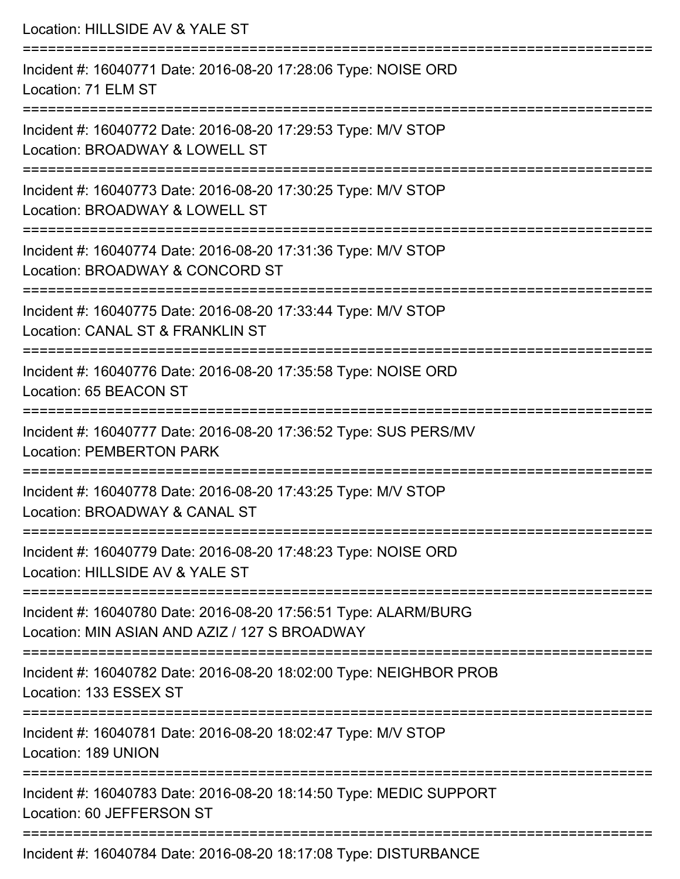Location: HILLSIDE AV & YALE ST

===========================================================================

Incident #: 16040771 Date: 2016-08-20 17:28:06 Type: NOISE ORD
Location: 71 ELM ST

===========================================================================

Incident #: 16040772 Date: 2016-08-20 17:29:53 Type: M/V STOP
Location: BROADWAY & LOWELL ST

===========================================================================

Incident #: 16040773 Date: 2016-08-20 17:30:25 Type: M/V STOP
Location: BROADWAY & LOWELL ST

===========================================================================

Incident #: 16040774 Date: 2016-08-20 17:31:36 Type: M/V STOP
Location: BROADWAY & CONCORD ST

===========================================================================

Incident #: 16040775 Date: 2016-08-20 17:33:44 Type: M/V STOP
Location: CANAL ST & FRANKLIN ST

===========================================================================

Incident #: 16040776 Date: 2016-08-20 17:35:58 Type: NOISE ORD
Location: 65 BEACON ST

===========================================================================

Incident #: 16040777 Date: 2016-08-20 17:36:52 Type: SUS PERS/MV
Location: PEMBERTON PARK

===========================================================================

Incident #: 16040778 Date: 2016-08-20 17:43:25 Type: M/V STOP
Location: BROADWAY & CANAL ST

===========================================================================

Incident #: 16040779 Date: 2016-08-20 17:48:23 Type: NOISE ORD
Location: HILLSIDE AV & YALE ST

===========================================================================

Incident #: 16040780 Date: 2016-08-20 17:56:51 Type: ALARM/BURG
Location: MIN ASIAN AND AZIZ / 127 S BROADWAY

===========================================================================

Incident #: 16040782 Date: 2016-08-20 18:02:00 Type: NEIGHBOR PROB
Location: 133 ESSEX ST

===========================================================================

Incident #: 16040781 Date: 2016-08-20 18:02:47 Type: M/V STOP
Location: 189 UNION

===========================================================================

Incident #: 16040783 Date: 2016-08-20 18:14:50 Type: MEDIC SUPPORT
Location: 60 JEFFERSON ST

===========================================================================

Incident #: 16040784 Date: 2016-08-20 18:17:08 Type: DISTURBANCE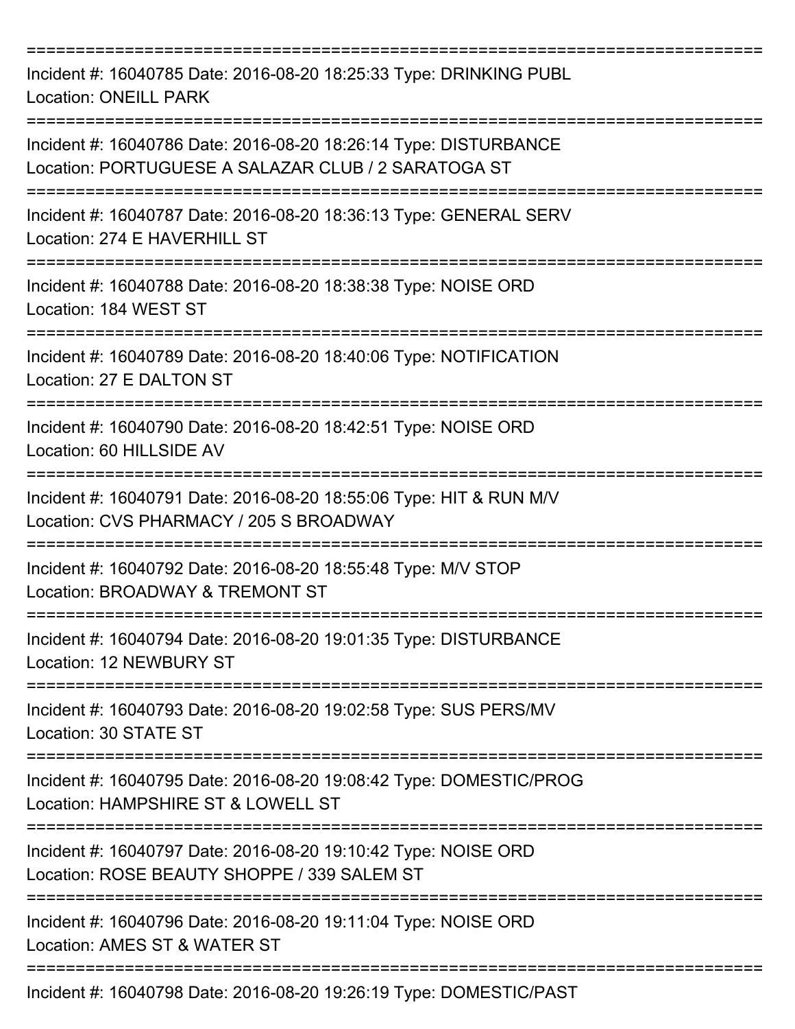===========================================================================

Incident #: 16040785 Date: 2016-08-20 18:25:33 Type: DRINKING PUBL
Location: ONEILL PARK

===========================================================================

Incident #: 16040786 Date: 2016-08-20 18:26:14 Type: DISTURBANCE
Location: PORTUGUESE A SALAZAR CLUB / 2 SARATOGA ST

===========================================================================

Incident #: 16040787 Date: 2016-08-20 18:36:13 Type: GENERAL SERV
Location: 274 E HAVERHILL ST

===========================================================================

Incident #: 16040788 Date: 2016-08-20 18:38:38 Type: NOISE ORD
Location: 184 WEST ST

===========================================================================

Incident #: 16040789 Date: 2016-08-20 18:40:06 Type: NOTIFICATION
Location: 27 E DALTON ST

===========================================================================

Incident #: 16040790 Date: 2016-08-20 18:42:51 Type: NOISE ORD
Location: 60 HILLSIDE AV

===========================================================================

Incident #: 16040791 Date: 2016-08-20 18:55:06 Type: HIT & RUN M/V
Location: CVS PHARMACY / 205 S BROADWAY

===========================================================================

Incident #: 16040792 Date: 2016-08-20 18:55:48 Type: M/V STOP
Location: BROADWAY & TREMONT ST

===========================================================================

Incident #: 16040794 Date: 2016-08-20 19:01:35 Type: DISTURBANCE
Location: 12 NEWBURY ST

===========================================================================

Incident #: 16040793 Date: 2016-08-20 19:02:58 Type: SUS PERS/MV
Location: 30 STATE ST

===========================================================================

Incident #: 16040795 Date: 2016-08-20 19:08:42 Type: DOMESTIC/PROG
Location: HAMPSHIRE ST & LOWELL ST

===========================================================================

Incident #: 16040797 Date: 2016-08-20 19:10:42 Type: NOISE ORD
Location: ROSE BEAUTY SHOPPE / 339 SALEM ST

===========================================================================

Incident #: 16040796 Date: 2016-08-20 19:11:04 Type: NOISE ORD
Location: AMES ST & WATER ST

===========================================================================

Incident #: 16040798 Date: 2016-08-20 19:26:19 Type: DOMESTIC/PAST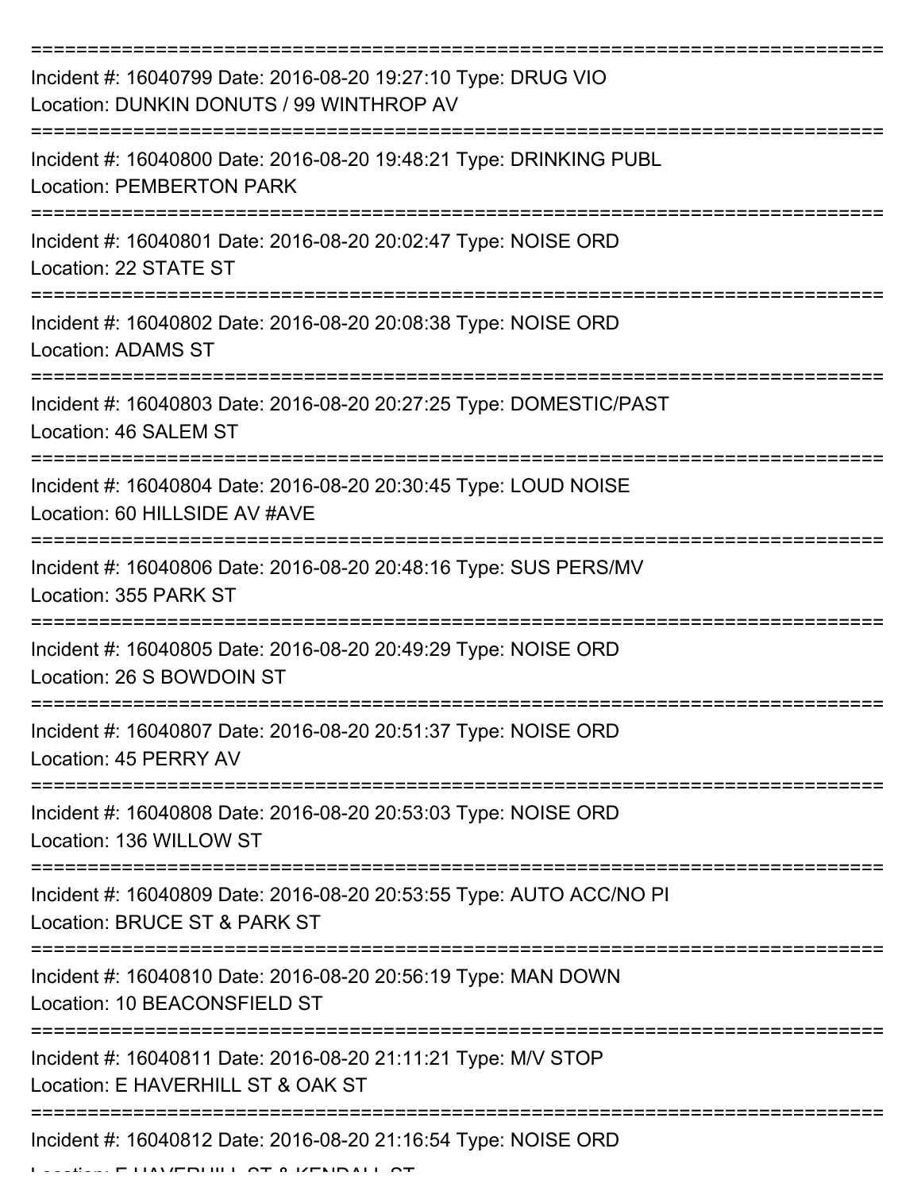===========================================================================

Incident #: 16040799 Date: 2016-08-20 19:27:10 Type: DRUG VIO
Location: DUNKIN DONUTS / 99 WINTHROP AV

===========================================================================

Incident #: 16040800 Date: 2016-08-20 19:48:21 Type: DRINKING PUBL
Location: PEMBERTON PARK

===========================================================================

Incident #: 16040801 Date: 2016-08-20 20:02:47 Type: NOISE ORD
Location: 22 STATE ST

===========================================================================

Incident #: 16040802 Date: 2016-08-20 20:08:38 Type: NOISE ORD
Location: ADAMS ST

===========================================================================

Incident #: 16040803 Date: 2016-08-20 20:27:25 Type: DOMESTIC/PAST
Location: 46 SALEM ST

===========================================================================

Incident #: 16040804 Date: 2016-08-20 20:30:45 Type: LOUD NOISE
Location: 60 HILLSIDE AV #AVE

===========================================================================

Incident #: 16040806 Date: 2016-08-20 20:48:16 Type: SUS PERS/MV
Location: 355 PARK ST

===========================================================================

Incident #: 16040805 Date: 2016-08-20 20:49:29 Type: NOISE ORD
Location: 26 S BOWDOIN ST

===========================================================================

Incident #: 16040807 Date: 2016-08-20 20:51:37 Type: NOISE ORD
Location: 45 PERRY AV

===========================================================================

Incident #: 16040808 Date: 2016-08-20 20:53:03 Type: NOISE ORD
Location: 136 WILLOW ST

===========================================================================

Incident #: 16040809 Date: 2016-08-20 20:53:55 Type: AUTO ACC/NO PI
Location: BRUCE ST & PARK ST

===========================================================================

Incident #: 16040810 Date: 2016-08-20 20:56:19 Type: MAN DOWN
Location: 10 BEACONSFIELD ST

===========================================================================

Incident #: 16040811 Date: 2016-08-20 21:11:21 Type: M/V STOP
Location: E HAVERHILL ST & OAK ST

===========================================================================

Incident #: 16040812 Date: 2016-08-20 21:16:54 Type: NOISE ORD
Location: E HAVERHILL ST & KENDALL ST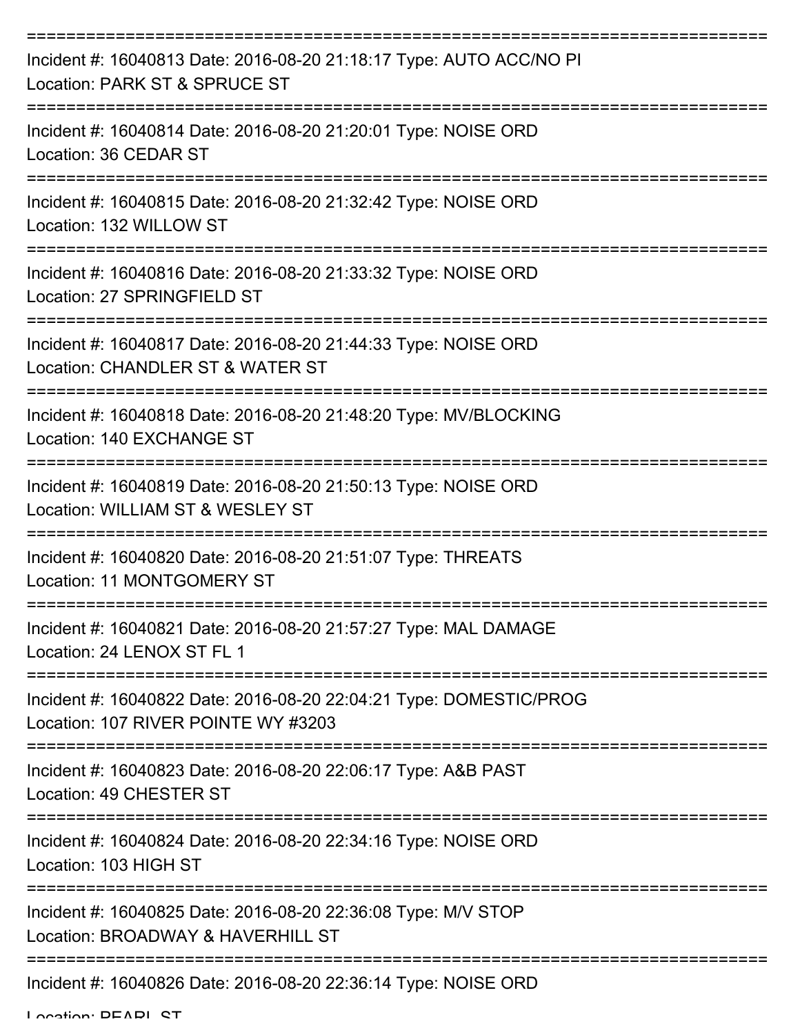===========================================================================
Incident #: 16040813 Date: 2016-08-20 21:18:17 Type: AUTO ACC/NO PI
Location: PARK ST & SPRUCE ST
===========================================================================
Incident #: 16040814 Date: 2016-08-20 21:20:01 Type: NOISE ORD
Location: 36 CEDAR ST
===========================================================================
Incident #: 16040815 Date: 2016-08-20 21:32:42 Type: NOISE ORD
Location: 132 WILLOW ST
===========================================================================
Incident #: 16040816 Date: 2016-08-20 21:33:32 Type: NOISE ORD
Location: 27 SPRINGFIELD ST
===========================================================================
Incident #: 16040817 Date: 2016-08-20 21:44:33 Type: NOISE ORD
Location: CHANDLER ST & WATER ST
===========================================================================
Incident #: 16040818 Date: 2016-08-20 21:48:20 Type: MV/BLOCKING
Location: 140 EXCHANGE ST
===========================================================================
Incident #: 16040819 Date: 2016-08-20 21:50:13 Type: NOISE ORD
Location: WILLIAM ST & WESLEY ST
===========================================================================
Incident #: 16040820 Date: 2016-08-20 21:51:07 Type: THREATS
Location: 11 MONTGOMERY ST
===========================================================================
Incident #: 16040821 Date: 2016-08-20 21:57:27 Type: MAL DAMAGE
Location: 24 LENOX ST FL 1
===========================================================================
Incident #: 16040822 Date: 2016-08-20 22:04:21 Type: DOMESTIC/PROG
Location: 107 RIVER POINTE WY #3203
===========================================================================
Incident #: 16040823 Date: 2016-08-20 22:06:17 Type: A&B PAST
Location: 49 CHESTER ST
===========================================================================
Incident #: 16040824 Date: 2016-08-20 22:34:16 Type: NOISE ORD
Location: 103 HIGH ST
===========================================================================
Incident #: 16040825 Date: 2016-08-20 22:36:08 Type: M/V STOP
Location: BROADWAY & HAVERHILL ST
===========================================================================
Incident #: 16040826 Date: 2016-08-20 22:36:14 Type: NOISE ORD
Location: PEARL ST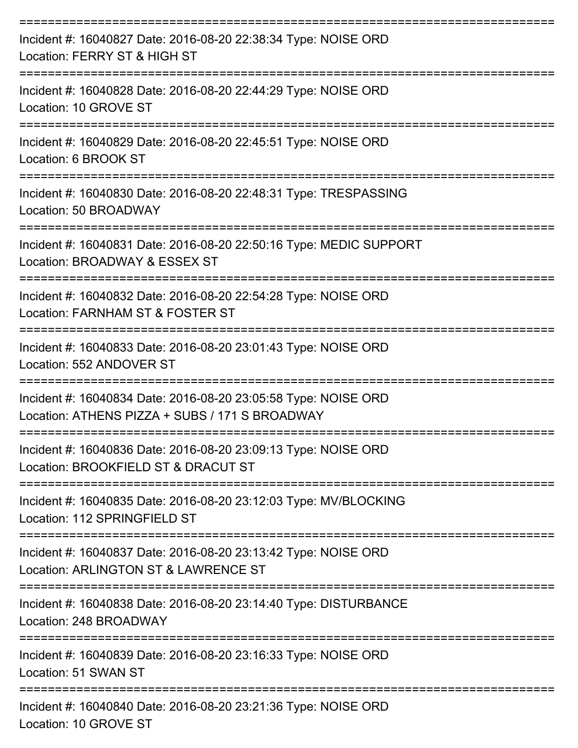===========================================================================

Incident #: 16040827 Date: 2016-08-20 22:38:34 Type: NOISE ORD
Location: FERRY ST & HIGH ST

===========================================================================

Incident #: 16040828 Date: 2016-08-20 22:44:29 Type: NOISE ORD
Location: 10 GROVE ST

===========================================================================

Incident #: 16040829 Date: 2016-08-20 22:45:51 Type: NOISE ORD
Location: 6 BROOK ST

===========================================================================

Incident #: 16040830 Date: 2016-08-20 22:48:31 Type: TRESPASSING
Location: 50 BROADWAY

===========================================================================

Incident #: 16040831 Date: 2016-08-20 22:50:16 Type: MEDIC SUPPORT
Location: BROADWAY & ESSEX ST

===========================================================================

Incident #: 16040832 Date: 2016-08-20 22:54:28 Type: NOISE ORD
Location: FARNHAM ST & FOSTER ST

===========================================================================

Incident #: 16040833 Date: 2016-08-20 23:01:43 Type: NOISE ORD
Location: 552 ANDOVER ST

===========================================================================

Incident #: 16040834 Date: 2016-08-20 23:05:58 Type: NOISE ORD
Location: ATHENS PIZZA + SUBS / 171 S BROADWAY

===========================================================================

Incident #: 16040836 Date: 2016-08-20 23:09:13 Type: NOISE ORD
Location: BROOKFIELD ST & DRACUT ST

===========================================================================

Incident #: 16040835 Date: 2016-08-20 23:12:03 Type: MV/BLOCKING
Location: 112 SPRINGFIELD ST

===========================================================================

Incident #: 16040837 Date: 2016-08-20 23:13:42 Type: NOISE ORD
Location: ARLINGTON ST & LAWRENCE ST

===========================================================================

Incident #: 16040838 Date: 2016-08-20 23:14:40 Type: DISTURBANCE
Location: 248 BROADWAY

===========================================================================

Incident #: 16040839 Date: 2016-08-20 23:16:33 Type: NOISE ORD
Location: 51 SWAN ST

===========================================================================

Incident #: 16040840 Date: 2016-08-20 23:21:36 Type: NOISE ORD
Location: 10 GROVE ST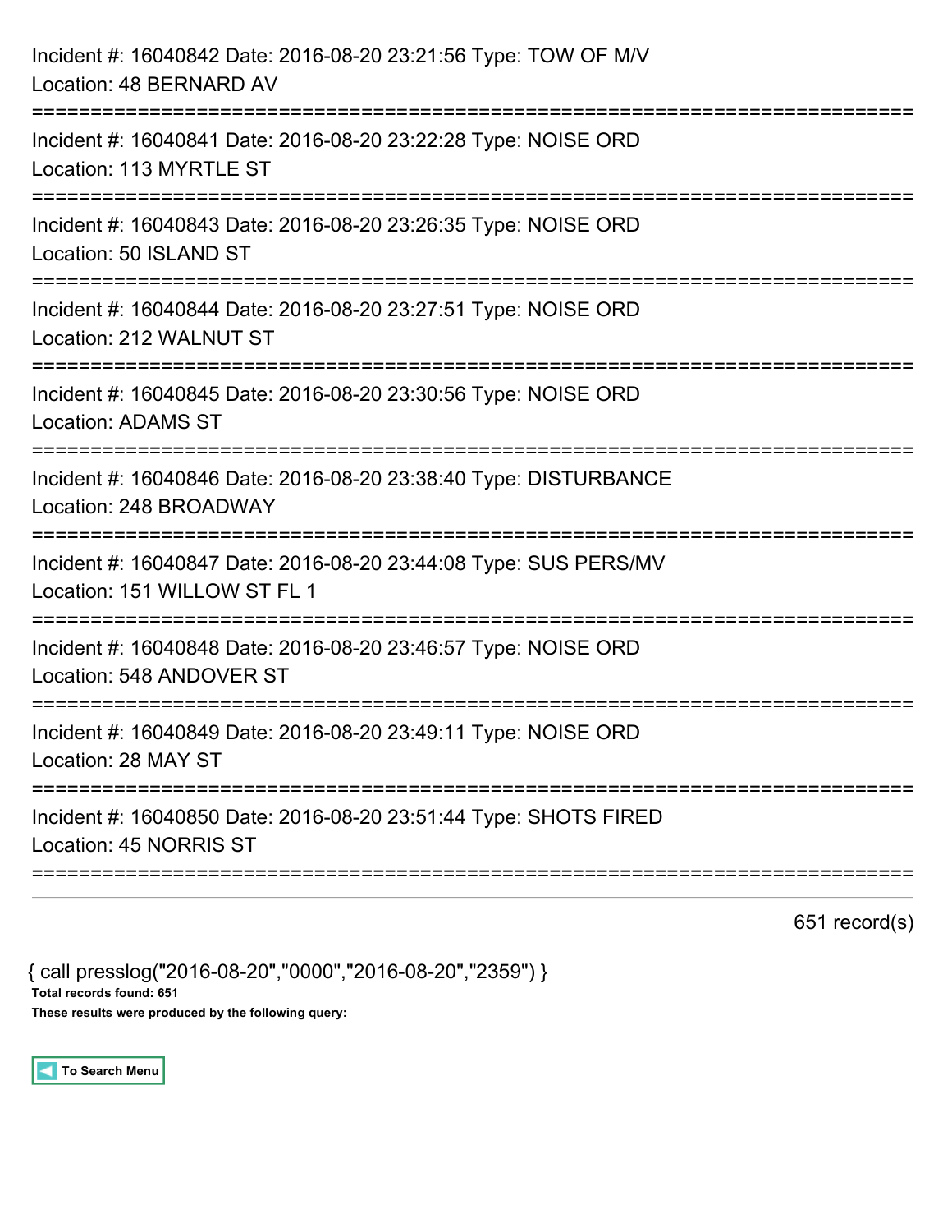Incident #: 16040842 Date: 2016-08-20 23:21:56 Type: TOW OF M/V
Location: 48 BERNARD AV

===========================================================================

Incident #: 16040841 Date: 2016-08-20 23:22:28 Type: NOISE ORD
Location: 113 MYRTLE ST

===========================================================================

Incident #: 16040843 Date: 2016-08-20 23:26:35 Type: NOISE ORD
Location: 50 ISLAND ST

===========================================================================

Incident #: 16040844 Date: 2016-08-20 23:27:51 Type: NOISE ORD
Location: 212 WALNUT ST

===========================================================================

Incident #: 16040845 Date: 2016-08-20 23:30:56 Type: NOISE ORD
Location: ADAMS ST

===========================================================================

Incident #: 16040846 Date: 2016-08-20 23:38:40 Type: DISTURBANCE
Location: 248 BROADWAY

===========================================================================

Incident #: 16040847 Date: 2016-08-20 23:44:08 Type: SUS PERS/MV
Location: 151 WILLOW ST FL 1

===========================================================================

Incident #: 16040848 Date: 2016-08-20 23:46:57 Type: NOISE ORD
Location: 548 ANDOVER ST

===========================================================================

Incident #: 16040849 Date: 2016-08-20 23:49:11 Type: NOISE ORD
Location: 28 MAY ST

===========================================================================

Incident #: 16040850 Date: 2016-08-20 23:51:44 Type: SHOTS FIRED
Location: 45 NORRIS ST

===========================================================================

651 record(s)

{ call presslog("2016-08-20","0000","2016-08-20","2359") }

**Total records found: 651**

**These results were produced by the following query:**

To Search Menu